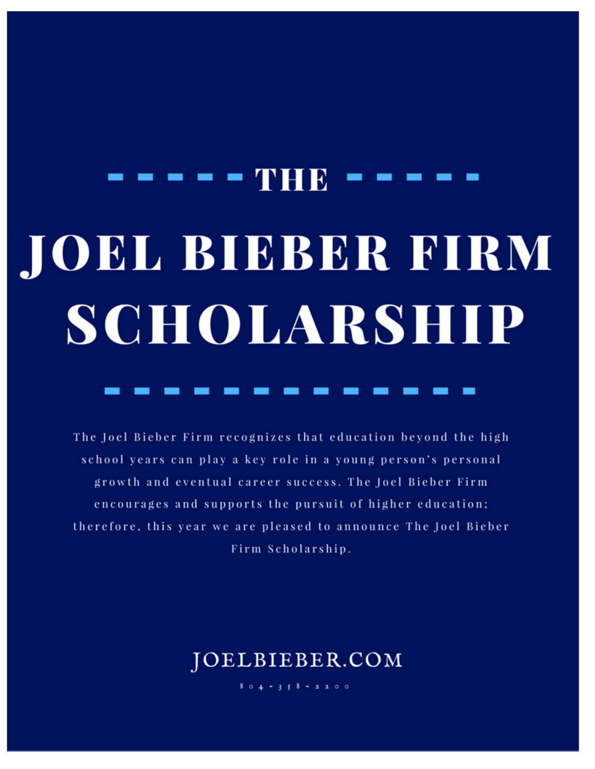# THE JOEL BIEBER FIRM SCHOLARSHIP

The Joel Bieber Firm recognizes that education beyond the high school years can play a key role in a young person's personal growth and eventual career success. The Joel Bieber Firm encourages and supports the pursuit of higher education; therefore, this year we are pleased to announce The Joel Bieber Firm Scholarship.

JOELBIEBER.COM

804-358-2200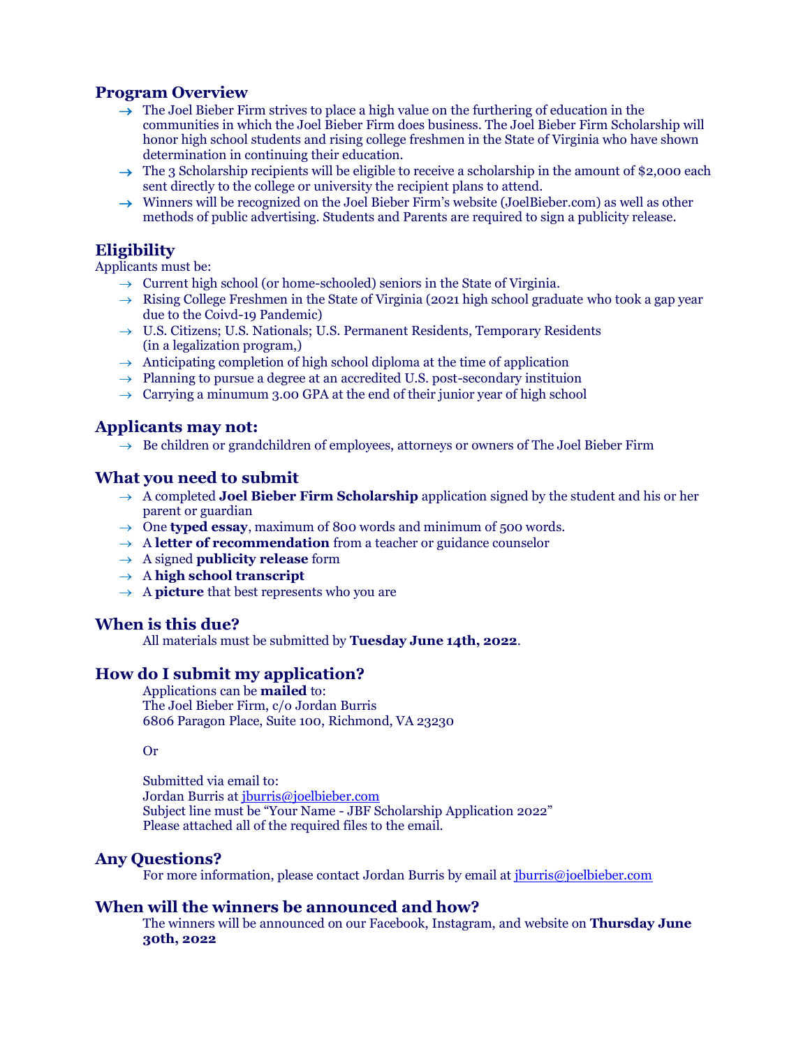## Program Overview

- → The Joel Bieber Firm strives to place a high value on the furthering of education in the communities in which the Joel Bieber Firm does business. The Joel Bieber Firm Scholarship will honor high school students and rising college freshmen in the State of Virginia who have shown determination in continuing their education.
- → The 3 Scholarship recipients will be eligible to receive a scholarship in the amount of $2,000 each sent directly to the college or university the recipient plans to attend.
- → Winners will be recognized on the Joel Bieber Firm's website (JoelBieber.com) as well as other methods of public advertising. Students and Parents are required to sign a publicity release.

## Eligibility

Applicants must be:

- → Current high school (or home-schooled) seniors in the State of Virginia.
- → Rising College Freshmen in the State of Virginia (2021 high school graduate who took a gap year due to the Coivd-19 Pandemic)
- → U.S. Citizens; U.S. Nationals; U.S. Permanent Residents, Temporary Residents (in a legalization program,)
- → Anticipating completion of high school diploma at the time of application
- → Planning to pursue a degree at an accredited U.S. post-secondary instituion
- → Carrying a minumum 3.00 GPA at the end of their junior year of high school

## Applicants may not:

- → Be children or grandchildren of employees, attorneys or owners of The Joel Bieber Firm

## What you need to submit

- → A completed **Joel Bieber Firm Scholarship** application signed by the student and his or her parent or guardian
- → One **typed essay**, maximum of 800 words and minimum of 500 words.
- → A **letter of recommendation** from a teacher or guidance counselor
- → A signed **publicity release** form
- → A **high school transcript**
- → A **picture** that best represents who you are

## When is this due?

All materials must be submitted by **Tuesday June 14th, 2022**.

## How do I submit my application?

Applications can be **mailed** to:
The Joel Bieber Firm, c/o Jordan Burris
6806 Paragon Place, Suite 100, Richmond, VA 23230

Or

Submitted via email to:
Jordan Burris at jburris@joelbieber.com
Subject line must be "Your Name - JBF Scholarship Application 2022"
Please attached all of the required files to the email.

## Any Questions?

For more information, please contact Jordan Burris by email at jburris@joelbieber.com

## When will the winners be announced and how?

The winners will be announced on our Facebook, Instagram, and website on **Thursday June 30th, 2022**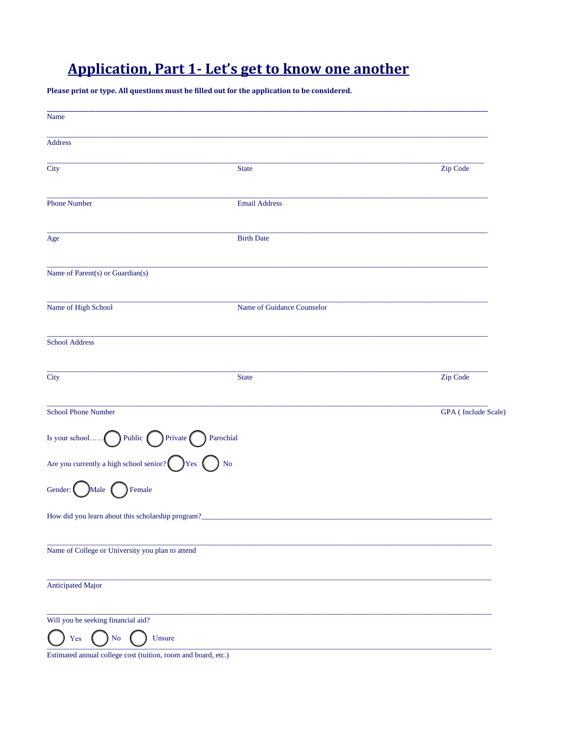# Application, Part 1- Let's get to know one another

**Please print or type. All questions must be filled out for the application to be considered.**

______________________________________________________________________

Name

______________________________________________________________________

Address

______________________________________________________________________

City State Zip Code

______________________________________________________________________

Phone Number Email Address

______________________________________________________________________

Age Birth Date

______________________________________________________________________

Name of Parent(s) or Guardian(s)

______________________________________________________________________

Name of High School Name of Guidance Counselor

______________________________________________________________________

School Address

______________________________________________________________________

City State Zip Code

______________________________________________________________________

School Phone Number GPA ( Include Scale)

Is your school…… ◯ Public ◯ Private ◯ Parochial

Are you currently a high school senior? ◯ Yes ◯ No

Gender: ◯ Male ◯ Female

How did you learn about this scholarship program?______________________________________________________________________

______________________________________________________________________

Name of College or University you plan to attend

______________________________________________________________________

Anticipated Major

______________________________________________________________________

Will you be seeking financial aid?

◯ Yes ◯ No ◯ Unsure

______________________________________________________________________

Estimated annual college cost (tuition, room and board, etc.)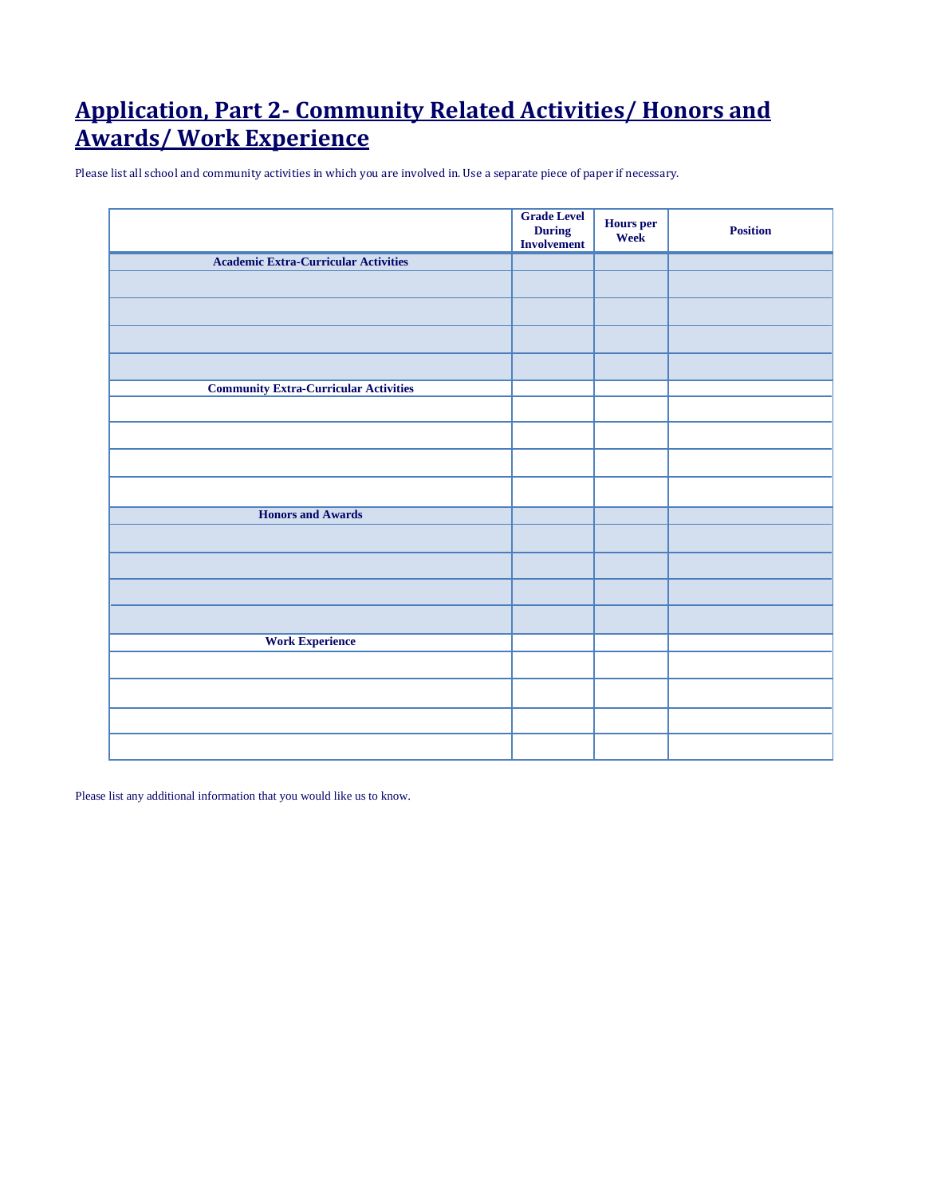# Application, Part 2- Community Related Activities/ Honors and Awards/ Work Experience

Please list all school and community activities in which you are involved in. Use a separate piece of paper if necessary.

| | Grade Level During Involvement | Hours per Week | Position |
|---|---|---|---|
| **Academic Extra-Curricular Activities** | | | |
| | | | |
| | | | |
| | | | |
| | | | |
| **Community Extra-Curricular Activities** | | | |
| | | | |
| | | | |
| | | | |
| | | | |
| **Honors and Awards** | | | |
| | | | |
| | | | |
| | | | |
| | | | |
| **Work Experience** | | | |
| | | | |
| | | | |
| | | | |
| | | | |

Please list any additional information that you would like us to know.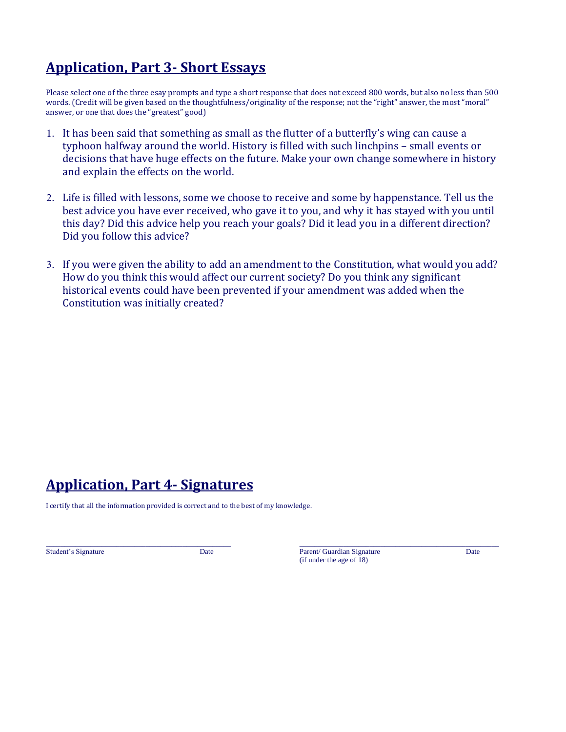## Application, Part 3- Short Essays

Please select one of the three esay prompts and type a short response that does not exceed 800 words, but also no less than 500 words. (Credit will be given based on the thoughtfulness/originality of the response; not the "right" answer, the most "moral" answer, or one that does the "greatest" good)

1. It has been said that something as small as the flutter of a butterfly's wing can cause a typhoon halfway around the world. History is filled with such linchpins – small events or decisions that have huge effects on the future. Make your own change somewhere in history and explain the effects on the world.

2. Life is filled with lessons, some we choose to receive and some by happenstance. Tell us the best advice you have ever received, who gave it to you, and why it has stayed with you until this day? Did this advice help you reach your goals? Did it lead you in a different direction? Did you follow this advice?

3. If you were given the ability to add an amendment to the Constitution, what would you add? How do you think this would affect our current society? Do you think any significant historical events could have been prevented if your amendment was added when the Constitution was initially created?

## Application, Part 4- Signatures

I certify that all the information provided is correct and to the best of my knowledge.

\_\_\_\_\_\_\_\_\_\_\_\_\_\_\_\_\_\_\_\_\_\_\_\_\_\_\_\_\_\_\_\_\_\_\_\_\_\_\_\_
Student's Signature Date

\_\_\_\_\_\_\_\_\_\_\_\_\_\_\_\_\_\_\_\_\_\_\_\_\_\_\_\_\_\_\_\_\_\_\_\_\_\_\_\_
Parent/ Guardian Signature Date
(if under the age of 18)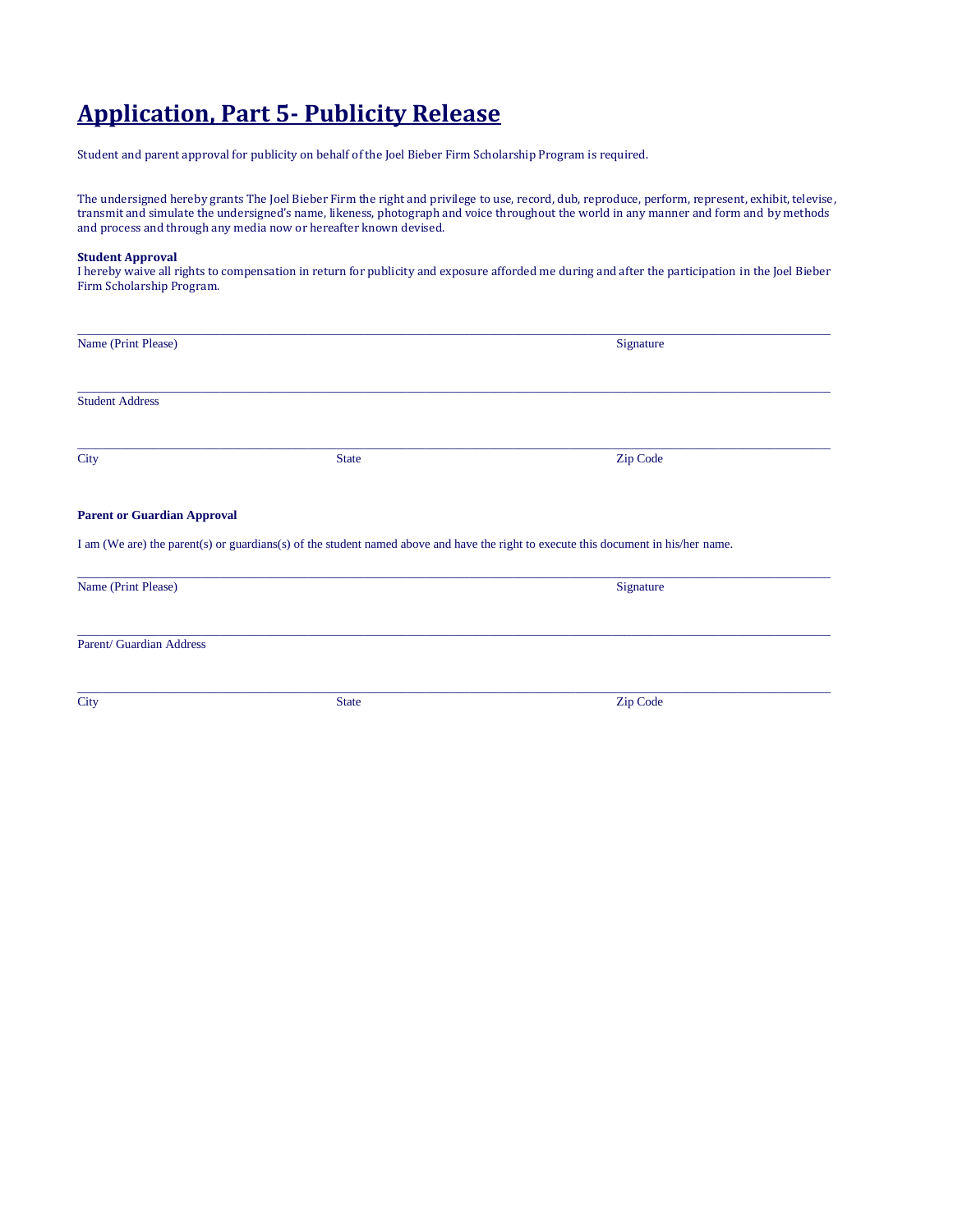# Application, Part 5- Publicity Release

Student and parent approval for publicity on behalf of the Joel Bieber Firm Scholarship Program is required.

The undersigned hereby grants The Joel Bieber Firm the right and privilege to use, record, dub, reproduce, perform, represent, exhibit, televise, transmit and simulate the undersigned's name, likeness, photograph and voice throughout the world in any manner and form and by methods and process and through any media now or hereafter known devised.

**Student Approval**
I hereby waive all rights to compensation in return for publicity and exposure afforded me during and after the participation in the Joel Bieber Firm Scholarship Program.

_______________________________________________________________________________

Name (Print Please)                                                                                    Signature

_______________________________________________________________________________

Student Address

_______________________________________________________________________________

City                                        State                                        Zip Code

**Parent or Guardian Approval**

I am (We are) the parent(s) or guardians(s) of the student named above and have the right to execute this document in his/her name.

_______________________________________________________________________________

Name (Print Please)                                                                                    Signature

_______________________________________________________________________________

Parent/ Guardian Address

_______________________________________________________________________________

City                                        State                                        Zip Code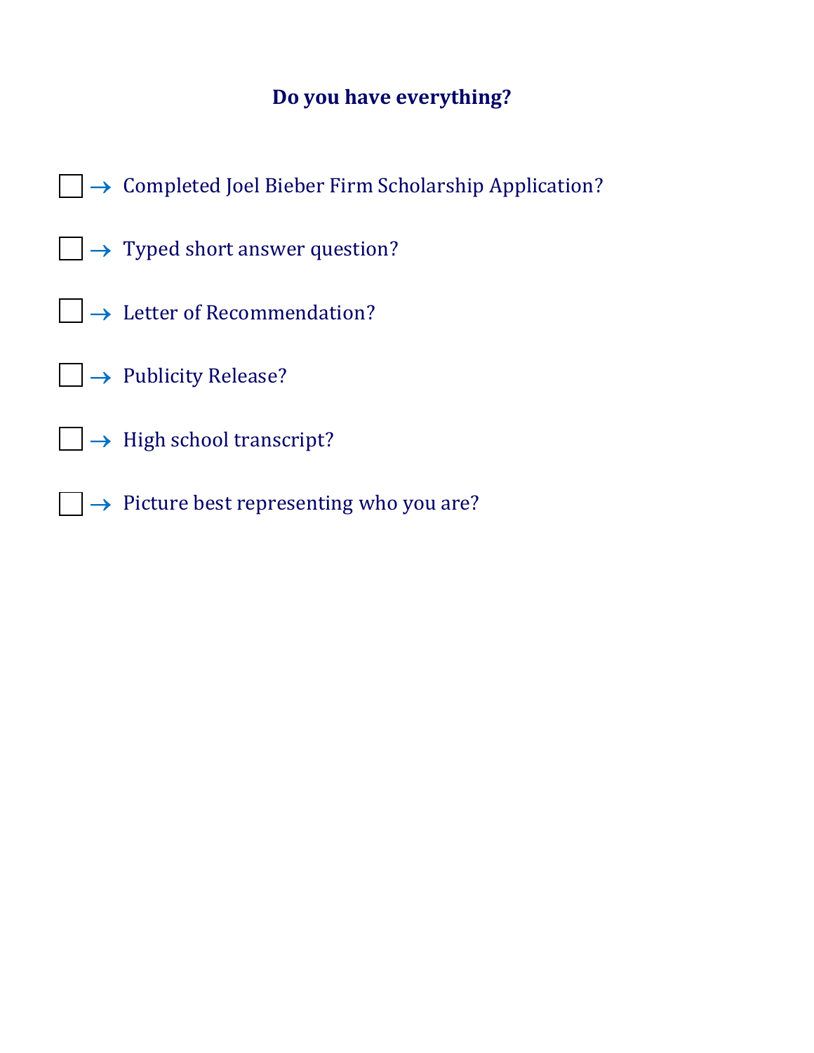**Do you have everything?**

- ☐ → Completed Joel Bieber Firm Scholarship Application?
- ☐ → Typed short answer question?
- ☐ → Letter of Recommendation?
- ☐ → Publicity Release?
- ☐ → High school transcript?
- ☐ → Picture best representing who you are?